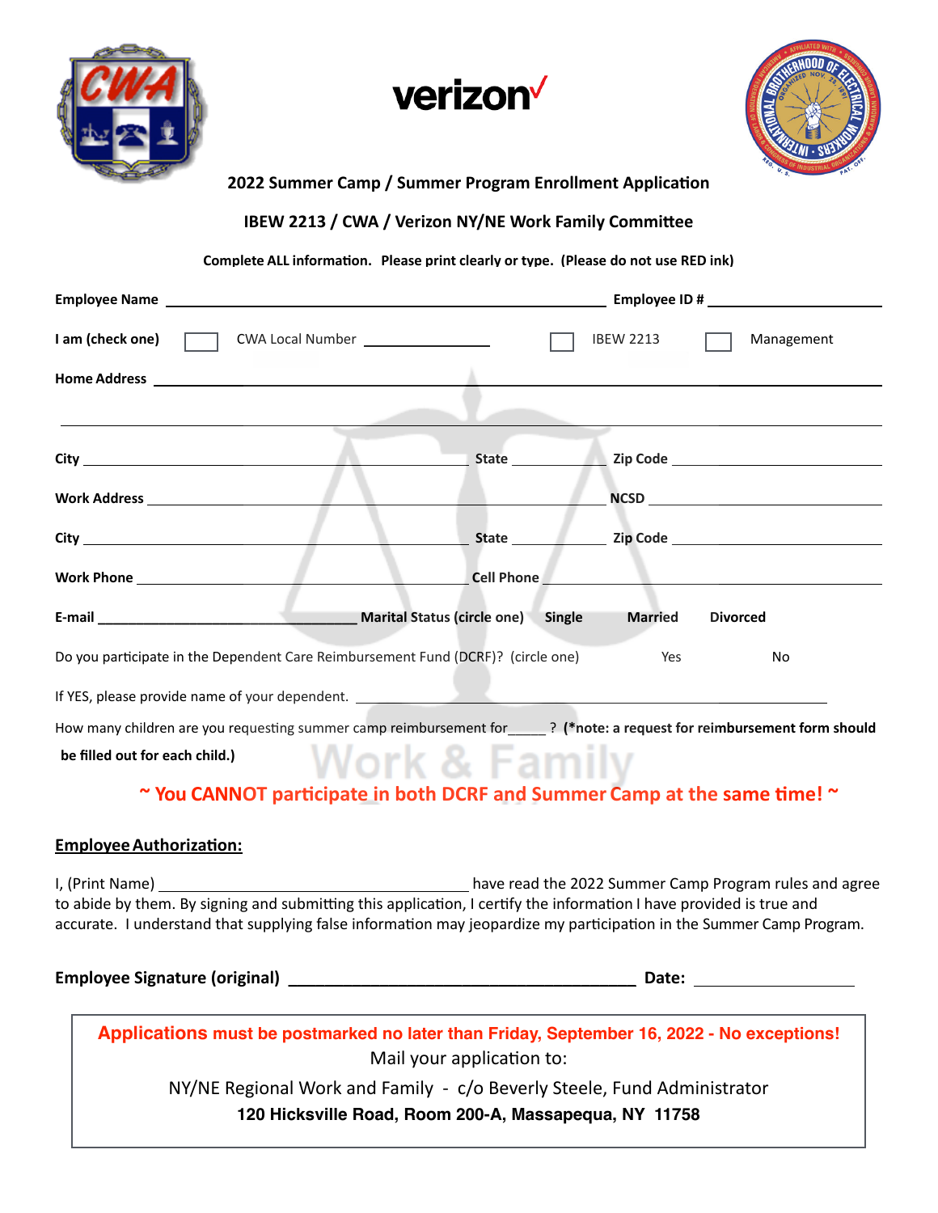## 2022 Summer Camp / Summer Program Enrollment Application

## IBEW 2213 / CWA / Verizon NY/NE Work Family Committee

**Complete ALL information. Please print clearly or type. (Please do not use RED ink)**

**Employee Name** ________________________________ **Employee ID #** ________________

**I am (check one)** ☐ CWA Local Number __________ ☐ IBEW 2213 ☐ Management

**Home Address** ________________________________________________________________

________________________________________________________________________________

**City** ______________________ **State** ________ **Zip Code** ______________

**Work Address** ______________________________ **NCSD** ______________________

**City** ______________________ **State** ________ **Zip Code** ______________

**Work Phone** __________________________ **Cell Phone** ______________________

**E-mail** ______________________ **Marital Status (circle one)** **Single** **Married** **Divorced**

Do you participate in the Dependent Care Reimbursement Fund (DCRF)? (circle one) Yes No

If YES, please provide name of your dependent. ________________________________________

How many children are you requesting summer camp reimbursement for_____ ? **(\*note: a request for reimbursement form should be filled out for each child.)**

Work & Family

**~ You CANNOT participate in both DCRF and Summer Camp at the same time! ~**

**Employee Authorization:**

I, (Print Name) ______________________________ have read the 2022 Summer Camp Program rules and agree to abide by them. By signing and submitting this application, I certify the information I have provided is true and accurate. I understand that supplying false information may jeopardize my participation in the Summer Camp Program.

**Employee Signature (original)** ______________________________ **Date:** ______________

---

**Applications must be postmarked no later than Friday, September 16, 2022 - No exceptions!**

Mail your application to:

NY/NE Regional Work and Family - c/o Beverly Steele, Fund Administrator

**120 Hicksville Road, Room 200-A, Massapequa, NY 11758**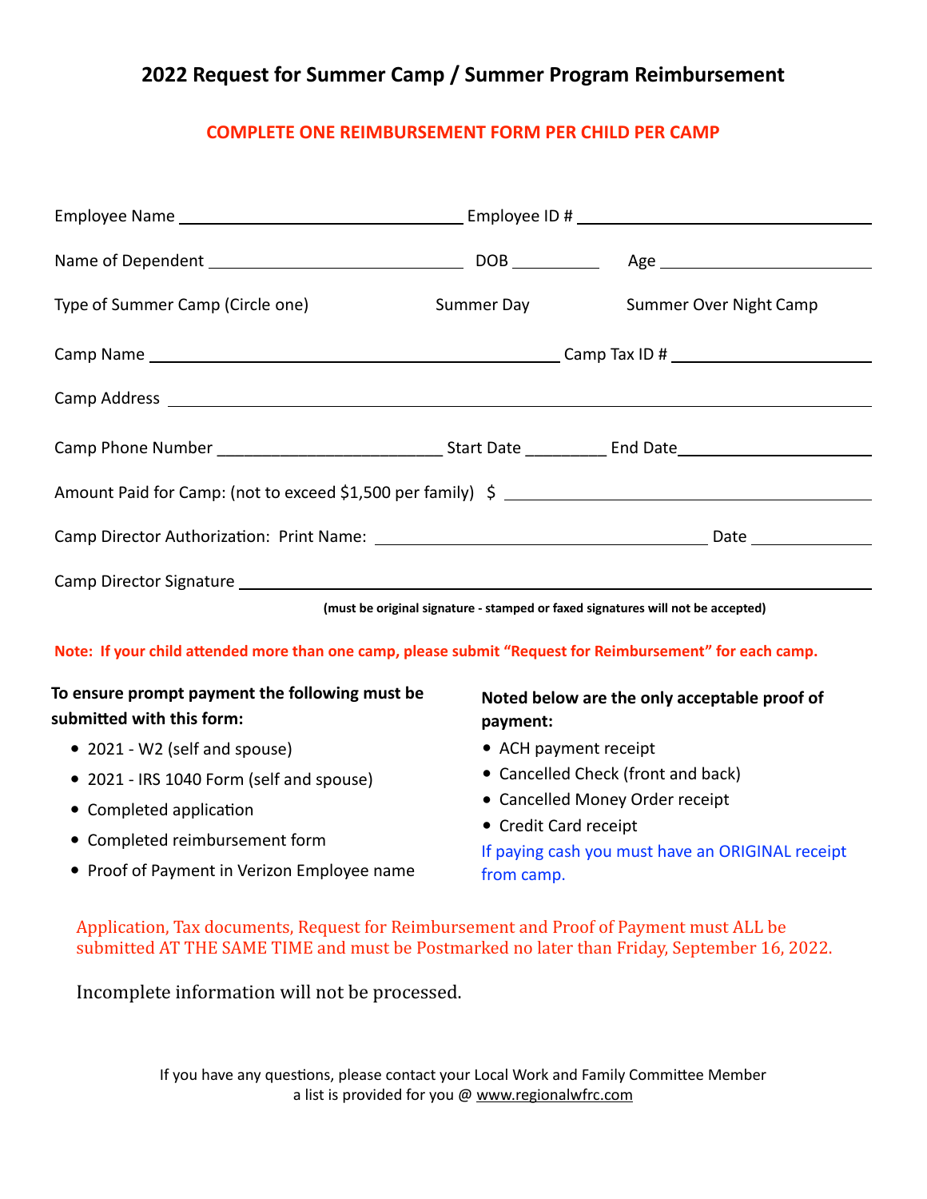# 2022 Request for Summer Camp / Summer Program Reimbursement

**COMPLETE ONE REIMBURSEMENT FORM PER CHILD PER CAMP**

Employee Name ______________________________ Employee ID # ______________________________

Name of Dependent ____________________________ DOB __________ Age ______________________

Type of Summer Camp (Circle one) Summer Day Summer Over Night Camp

Camp Name ____________________________________________ Camp Tax ID # ______________________

Camp Address ______________________________________________________________________________

Camp Phone Number _________________________ Start Date _________ End Date____________________

Amount Paid for Camp: (not to exceed $1,500 per family) $ ________________________________________

Camp Director Authorization: Print Name: ____________________________________ Date _____________

Camp Director Signature ___________________________________________________________________

**(must be original signature - stamped or faxed signatures will not be accepted)**

**Note: If your child attended more than one camp, please submit "Request for Reimbursement" for each camp.**

**To ensure prompt payment the following must be submitted with this form:**

- 2021 - W2 (self and spouse)
- 2021 - IRS 1040 Form (self and spouse)
- Completed application
- Completed reimbursement form
- Proof of Payment in Verizon Employee name

**Noted below are the only acceptable proof of payment:**

- ACH payment receipt
- Cancelled Check (front and back)
- Cancelled Money Order receipt
- Credit Card receipt

If paying cash you must have an ORIGINAL receipt from camp.

Application, Tax documents, Request for Reimbursement and Proof of Payment must ALL be submitted AT THE SAME TIME and must be Postmarked no later than Friday, September 16, 2022.

Incomplete information will not be processed.

If you have any questions, please contact your Local Work and Family Committee Member
a list is provided for you @ www.regionalwfrc.com